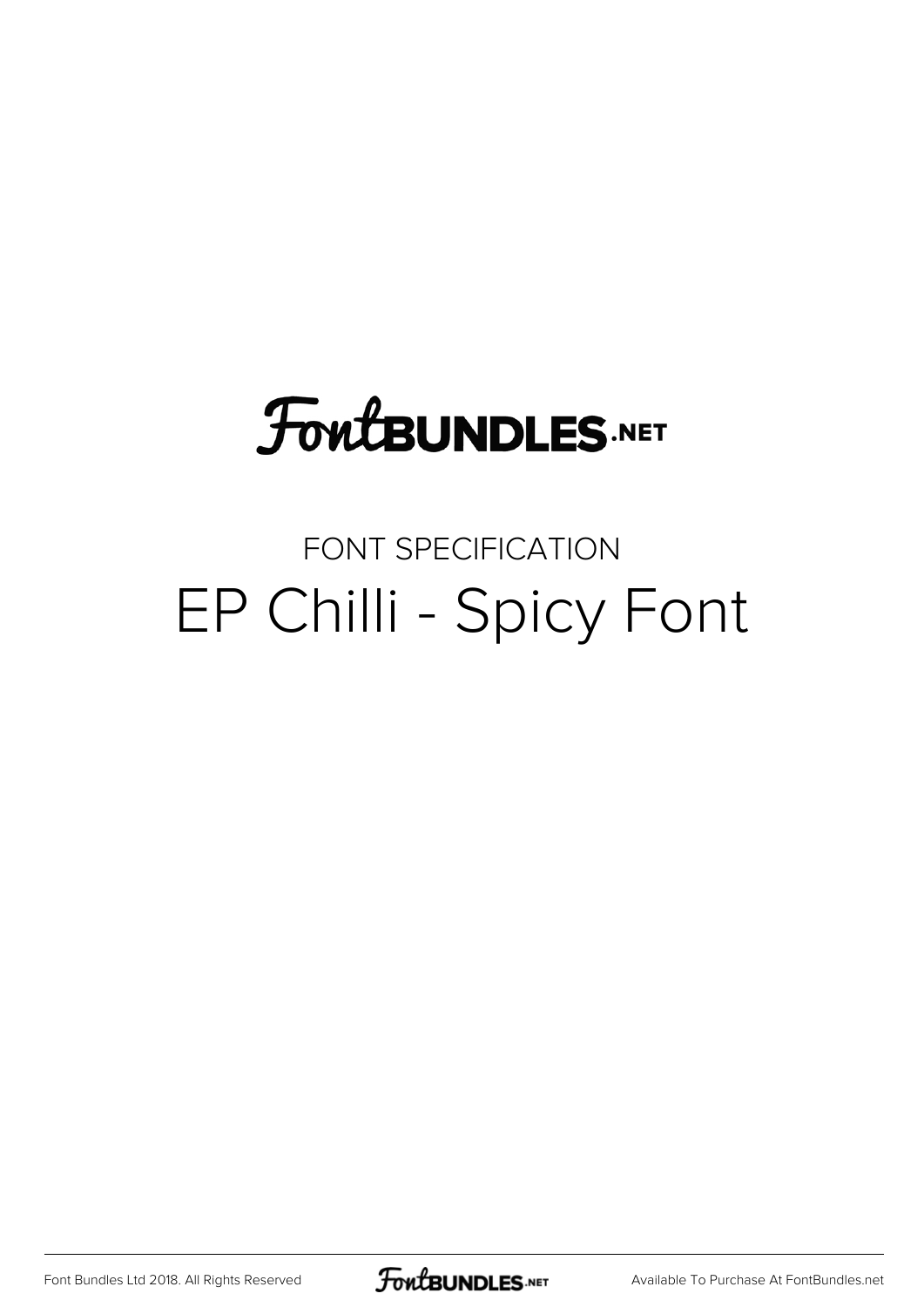FontBUNDLES.NET

FONT SPECIFICATION

# EP Chilli - Spicy Font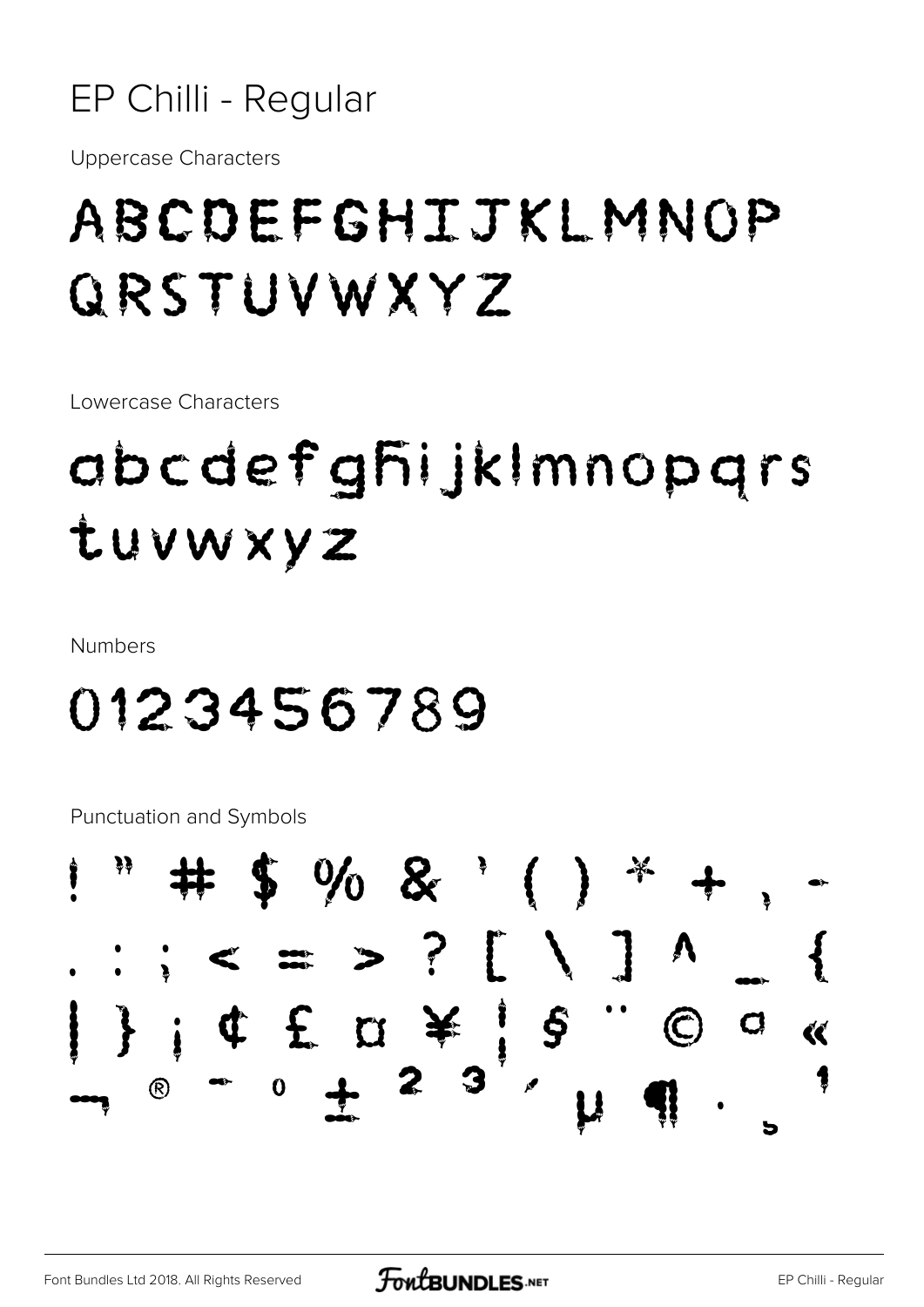# EP Chilli - Regular

Uppercase Characters

ABCDEFGHIJKLMNOP
QRSTUVWXYZ

Lowercase Characters

abcdefghijklmnopqrs
tuvwxyz

Numbers

0123456789

Punctuation and Symbols

! " # $ % & ' ( ) * + , -
. : ; < = > ? [ \ ] ^ _ {
| } ¡ ¢ £ ¤ ¥ ¦ § ¨ © ª «
¬ ® ¯ ° ± ² ³ ´ µ ¶ · ¸ ¹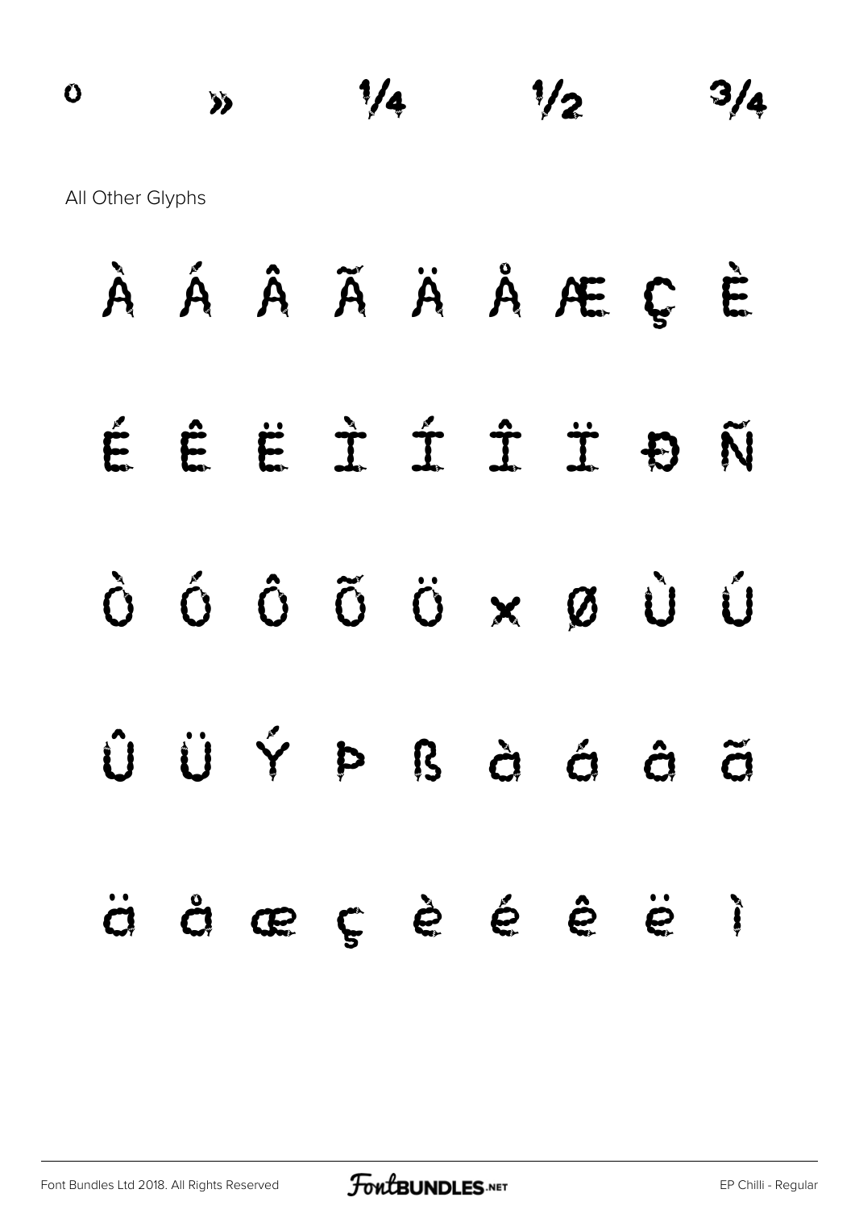º » ¼ ½ ¾

All Other Glyphs

À Á Â Ã Ä Å Æ Ç È

É Ê Ë Ì Í Î Ï Ð Ñ

Ò Ó Ô Õ Ö × Ø Ù Ú

Û Ü Ý Þ ß à á â ã

ä å æ ç è é ê ë ì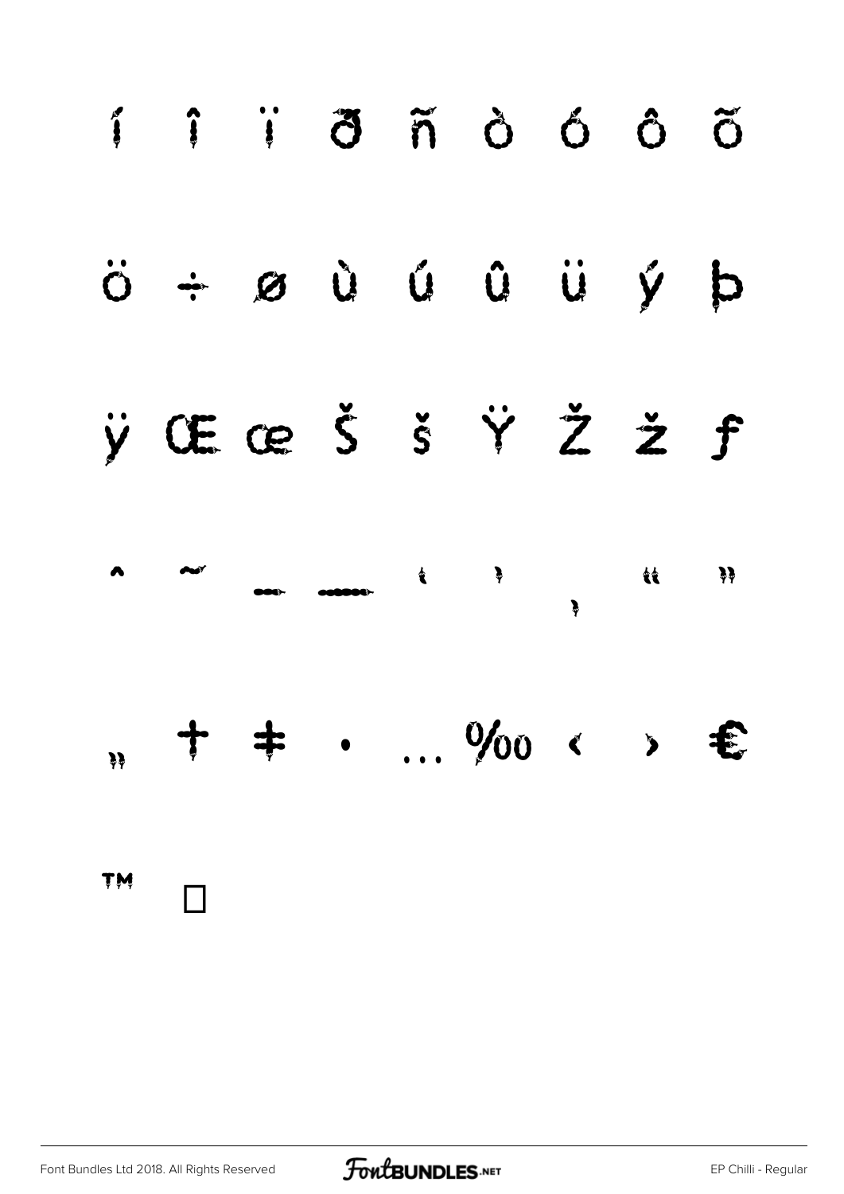í î ï ð ñ ò ó ô õ

ö ÷ ø ù ú û ü ý þ

ÿ Œ œ Š š Ÿ Ž ž ƒ

ˆ ˜ – — ‘ ’ ‚ “ ”

„ † ‡ • … ‰ ‹ › €

™ □